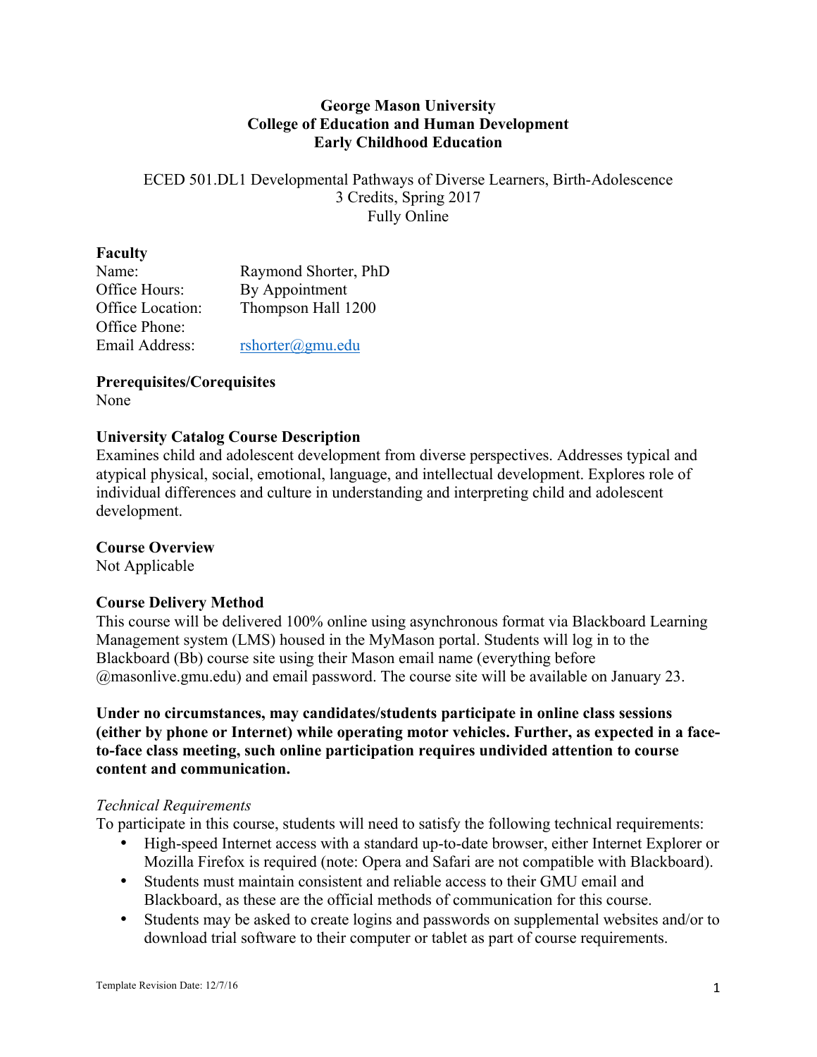**George Mason University**
**College of Education and Human Development**
**Early Childhood Education**

ECED 501.DL1 Developmental Pathways of Diverse Learners, Birth-Adolescence
3 Credits, Spring 2017
Fully Online

## Faculty

Name: Raymond Shorter, PhD
Office Hours: By Appointment
Office Location: Thompson Hall 1200
Office Phone:
Email Address: rshorter@gmu.edu

## Prerequisites/Corequisites

None

## University Catalog Course Description

Examines child and adolescent development from diverse perspectives. Addresses typical and atypical physical, social, emotional, language, and intellectual development. Explores role of individual differences and culture in understanding and interpreting child and adolescent development.

## Course Overview

Not Applicable

## Course Delivery Method

This course will be delivered 100% online using asynchronous format via Blackboard Learning Management system (LMS) housed in the MyMason portal. Students will log in to the Blackboard (Bb) course site using their Mason email name (everything before @masonlive.gmu.edu) and email password. The course site will be available on January 23.

**Under no circumstances, may candidates/students participate in online class sessions (either by phone or Internet) while operating motor vehicles. Further, as expected in a face-to-face class meeting, such online participation requires undivided attention to course content and communication.**

*Technical Requirements*

To participate in this course, students will need to satisfy the following technical requirements:

- High-speed Internet access with a standard up-to-date browser, either Internet Explorer or Mozilla Firefox is required (note: Opera and Safari are not compatible with Blackboard).
- Students must maintain consistent and reliable access to their GMU email and Blackboard, as these are the official methods of communication for this course.
- Students may be asked to create logins and passwords on supplemental websites and/or to download trial software to their computer or tablet as part of course requirements.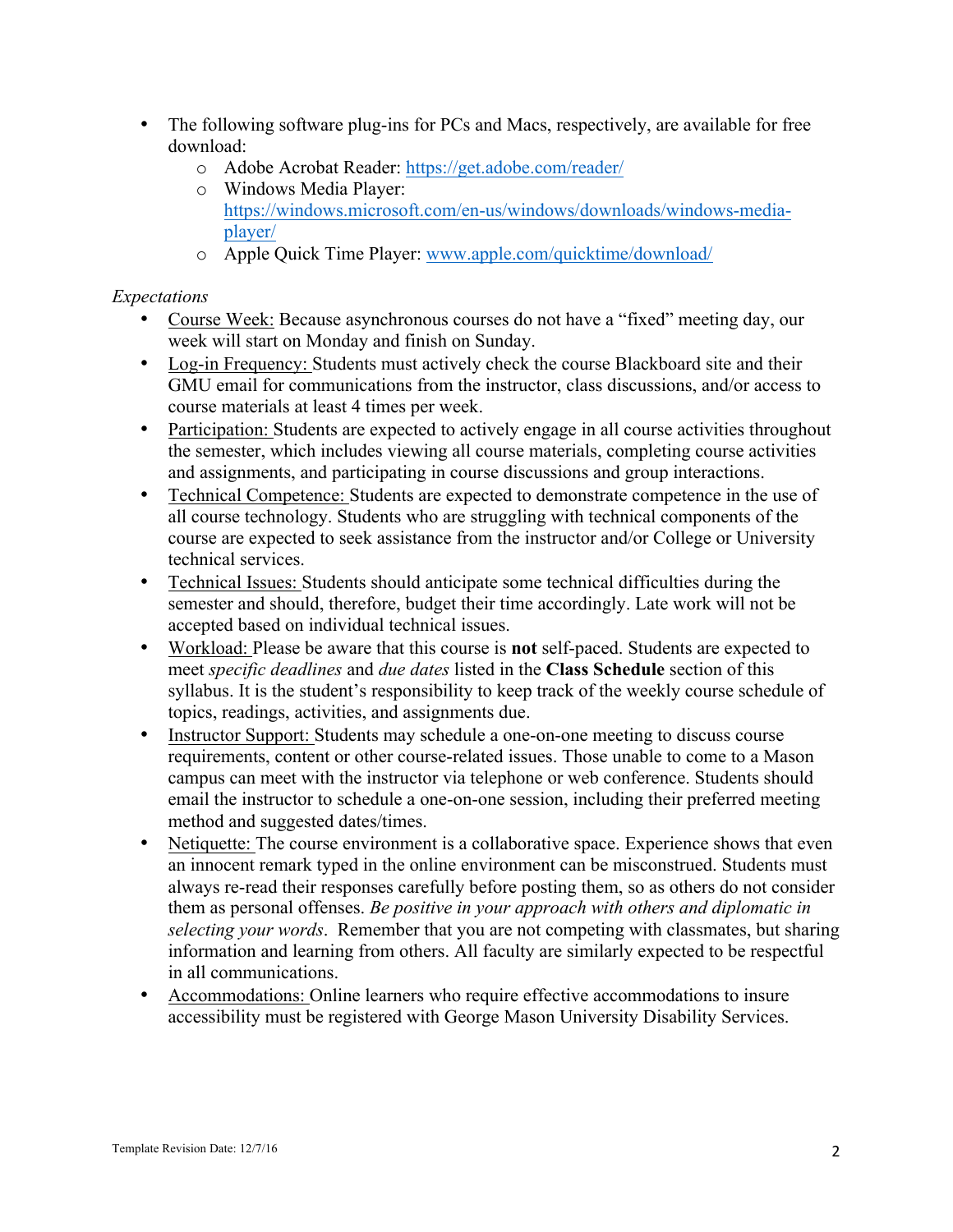- The following software plug-ins for PCs and Macs, respectively, are available for free download:
    - Adobe Acrobat Reader: https://get.adobe.com/reader/
    - Windows Media Player: https://windows.microsoft.com/en-us/windows/downloads/windows-media-player/
    - Apple Quick Time Player: www.apple.com/quicktime/download/

*Expectations*

- Course Week: Because asynchronous courses do not have a "fixed" meeting day, our week will start on Monday and finish on Sunday.
- Log-in Frequency: Students must actively check the course Blackboard site and their GMU email for communications from the instructor, class discussions, and/or access to course materials at least 4 times per week.
- Participation: Students are expected to actively engage in all course activities throughout the semester, which includes viewing all course materials, completing course activities and assignments, and participating in course discussions and group interactions.
- Technical Competence: Students are expected to demonstrate competence in the use of all course technology. Students who are struggling with technical components of the course are expected to seek assistance from the instructor and/or College or University technical services.
- Technical Issues: Students should anticipate some technical difficulties during the semester and should, therefore, budget their time accordingly. Late work will not be accepted based on individual technical issues.
- Workload: Please be aware that this course is **not** self-paced. Students are expected to meet *specific deadlines* and *due dates* listed in the **Class Schedule** section of this syllabus. It is the student's responsibility to keep track of the weekly course schedule of topics, readings, activities, and assignments due.
- Instructor Support: Students may schedule a one-on-one meeting to discuss course requirements, content or other course-related issues. Those unable to come to a Mason campus can meet with the instructor via telephone or web conference. Students should email the instructor to schedule a one-on-one session, including their preferred meeting method and suggested dates/times.
- Netiquette: The course environment is a collaborative space. Experience shows that even an innocent remark typed in the online environment can be misconstrued. Students must always re-read their responses carefully before posting them, so as others do not consider them as personal offenses. *Be positive in your approach with others and diplomatic in selecting your words*. Remember that you are not competing with classmates, but sharing information and learning from others. All faculty are similarly expected to be respectful in all communications.
- Accommodations: Online learners who require effective accommodations to insure accessibility must be registered with George Mason University Disability Services.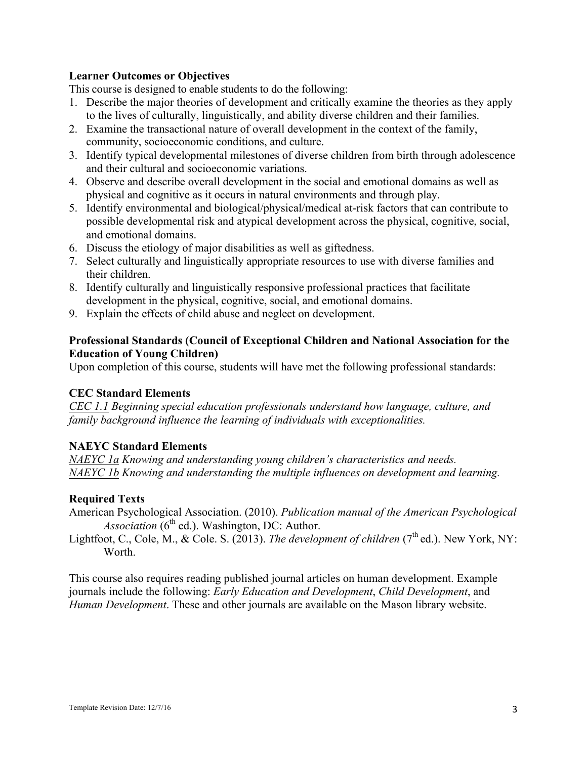**Learner Outcomes or Objectives**

This course is designed to enable students to do the following:

1. Describe the major theories of development and critically examine the theories as they apply to the lives of culturally, linguistically, and ability diverse children and their families.
2. Examine the transactional nature of overall development in the context of the family, community, socioeconomic conditions, and culture.
3. Identify typical developmental milestones of diverse children from birth through adolescence and their cultural and socioeconomic variations.
4. Observe and describe overall development in the social and emotional domains as well as physical and cognitive as it occurs in natural environments and through play.
5. Identify environmental and biological/physical/medical at-risk factors that can contribute to possible developmental risk and atypical development across the physical, cognitive, social, and emotional domains.
6. Discuss the etiology of major disabilities as well as giftedness.
7. Select culturally and linguistically appropriate resources to use with diverse families and their children.
8. Identify culturally and linguistically responsive professional practices that facilitate development in the physical, cognitive, social, and emotional domains.
9. Explain the effects of child abuse and neglect on development.

**Professional Standards (Council of Exceptional Children and National Association for the Education of Young Children)**

Upon completion of this course, students will have met the following professional standards:

**CEC Standard Elements**

*CEC 1.1 Beginning special education professionals understand how language, culture, and family background influence the learning of individuals with exceptionalities.*

**NAEYC Standard Elements**

*NAEYC 1a Knowing and understanding young children's characteristics and needs.*
*NAEYC 1b Knowing and understanding the multiple influences on development and learning.*

**Required Texts**

American Psychological Association. (2010). *Publication manual of the American Psychological Association* (6th ed.). Washington, DC: Author.

Lightfoot, C., Cole, M., & Cole. S. (2013). *The development of children* (7th ed.). New York, NY: Worth.

This course also requires reading published journal articles on human development. Example journals include the following: *Early Education and Development*, *Child Development*, and *Human Development*. These and other journals are available on the Mason library website.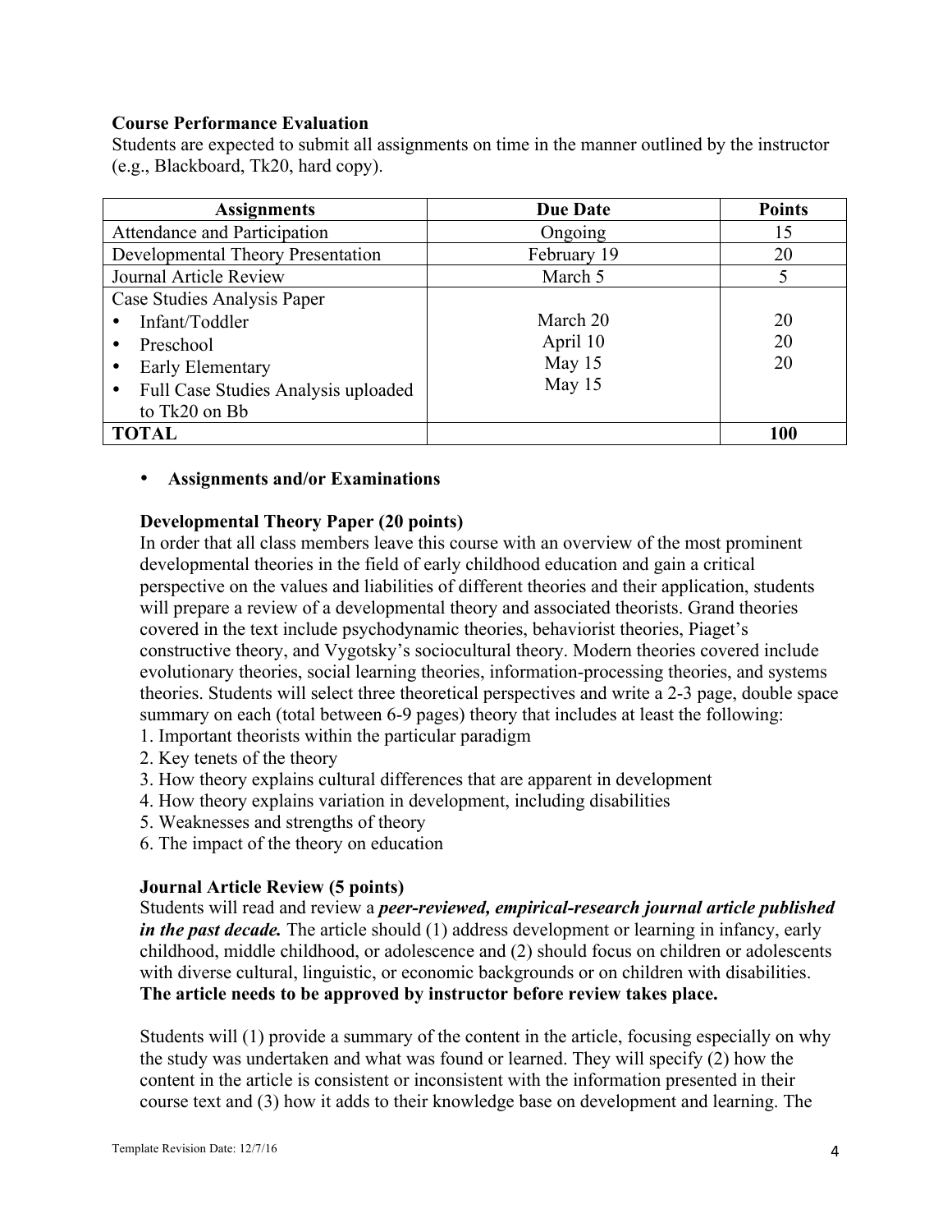**Course Performance Evaluation**

Students are expected to submit all assignments on time in the manner outlined by the instructor (e.g., Blackboard, Tk20, hard copy).

| Assignments | Due Date | Points |
|---|---|---|
| Attendance and Participation | Ongoing | 15 |
| Developmental Theory Presentation | February 19 | 20 |
| Journal Article Review | March 5 | 5 |
| Case Studies Analysis Paper<br>• Infant/Toddler<br>• Preschool<br>• Early Elementary<br>• Full Case Studies Analysis uploaded to Tk20 on Bb | <br>March 20<br>April 10<br>May 15<br>May 15 | <br>20<br>20<br>20 |
| **TOTAL** | | **100** |

- **Assignments and/or Examinations**

**Developmental Theory Paper (20 points)**

In order that all class members leave this course with an overview of the most prominent developmental theories in the field of early childhood education and gain a critical perspective on the values and liabilities of different theories and their application, students will prepare a review of a developmental theory and associated theorists. Grand theories covered in the text include psychodynamic theories, behaviorist theories, Piaget's constructive theory, and Vygotsky's sociocultural theory. Modern theories covered include evolutionary theories, social learning theories, information-processing theories, and systems theories. Students will select three theoretical perspectives and write a 2-3 page, double space summary on each (total between 6-9 pages) theory that includes at least the following:

1. Important theorists within the particular paradigm
2. Key tenets of the theory
3. How theory explains cultural differences that are apparent in development
4. How theory explains variation in development, including disabilities
5. Weaknesses and strengths of theory
6. The impact of the theory on education

**Journal Article Review (5 points)**

Students will read and review a ***peer-reviewed, empirical-research journal article published in the past decade.*** The article should (1) address development or learning in infancy, early childhood, middle childhood, or adolescence and (2) should focus on children or adolescents with diverse cultural, linguistic, or economic backgrounds or on children with disabilities. **The article needs to be approved by instructor before review takes place.**

Students will (1) provide a summary of the content in the article, focusing especially on why the study was undertaken and what was found or learned. They will specify (2) how the content in the article is consistent or inconsistent with the information presented in their course text and (3) how it adds to their knowledge base on development and learning. The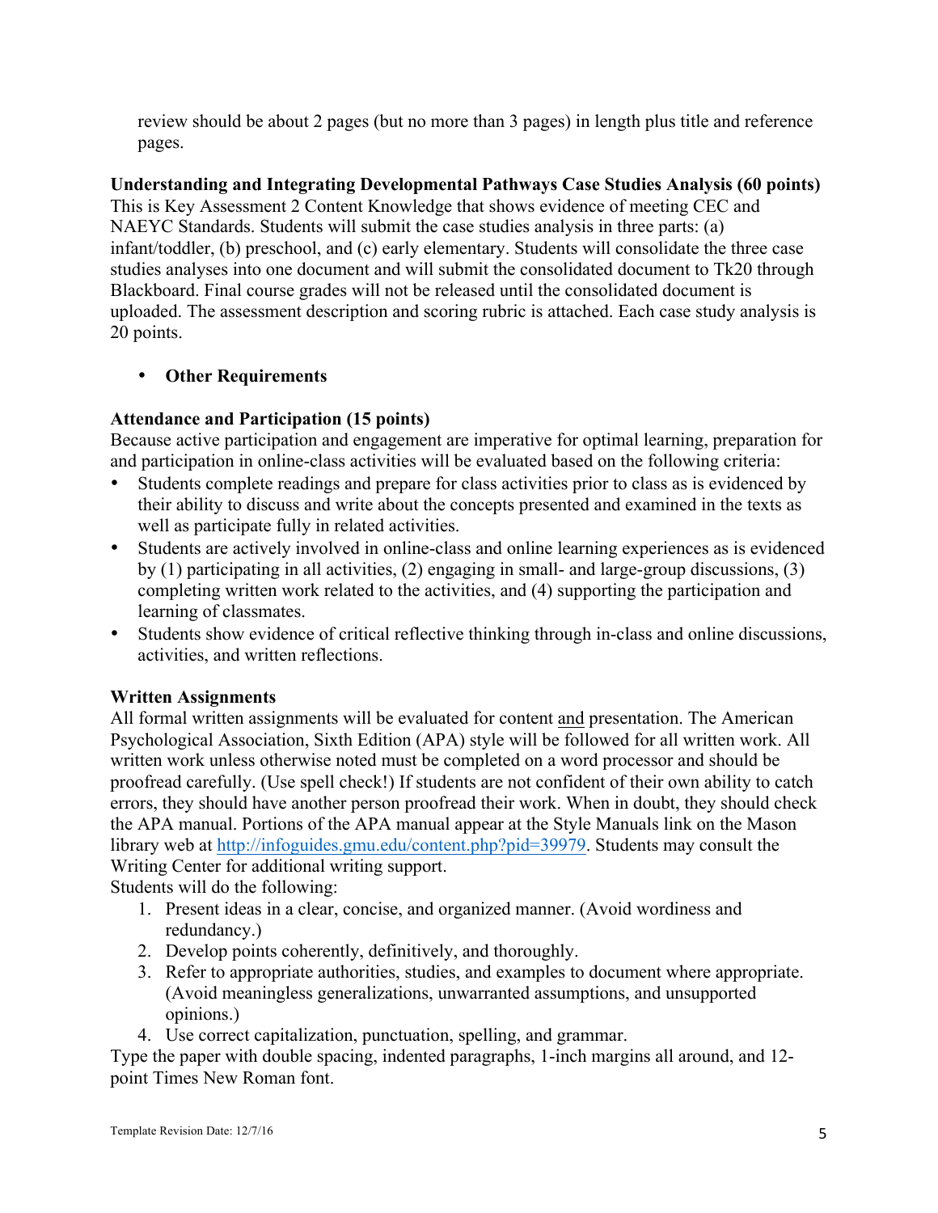review should be about 2 pages (but no more than 3 pages) in length plus title and reference pages.

**Understanding and Integrating Developmental Pathways Case Studies Analysis (60 points)**
This is Key Assessment 2 Content Knowledge that shows evidence of meeting CEC and NAEYC Standards. Students will submit the case studies analysis in three parts: (a) infant/toddler, (b) preschool, and (c) early elementary. Students will consolidate the three case studies analyses into one document and will submit the consolidated document to Tk20 through Blackboard. Final course grades will not be released until the consolidated document is uploaded. The assessment description and scoring rubric is attached. Each case study analysis is 20 points.

- **Other Requirements**

**Attendance and Participation (15 points)**
Because active participation and engagement are imperative for optimal learning, preparation for and participation in online-class activities will be evaluated based on the following criteria:

- Students complete readings and prepare for class activities prior to class as is evidenced by their ability to discuss and write about the concepts presented and examined in the texts as well as participate fully in related activities.
- Students are actively involved in online-class and online learning experiences as is evidenced by (1) participating in all activities, (2) engaging in small- and large-group discussions, (3) completing written work related to the activities, and (4) supporting the participation and learning of classmates.
- Students show evidence of critical reflective thinking through in-class and online discussions, activities, and written reflections.

**Written Assignments**
All formal written assignments will be evaluated for content and presentation. The American Psychological Association, Sixth Edition (APA) style will be followed for all written work. All written work unless otherwise noted must be completed on a word processor and should be proofread carefully. (Use spell check!) If students are not confident of their own ability to catch errors, they should have another person proofread their work. When in doubt, they should check the APA manual. Portions of the APA manual appear at the Style Manuals link on the Mason library web at http://infoguides.gmu.edu/content.php?pid=39979. Students may consult the Writing Center for additional writing support.
Students will do the following:

1. Present ideas in a clear, concise, and organized manner. (Avoid wordiness and redundancy.)
2. Develop points coherently, definitively, and thoroughly.
3. Refer to appropriate authorities, studies, and examples to document where appropriate. (Avoid meaningless generalizations, unwarranted assumptions, and unsupported opinions.)
4. Use correct capitalization, punctuation, spelling, and grammar.

Type the paper with double spacing, indented paragraphs, 1-inch margins all around, and 12-point Times New Roman font.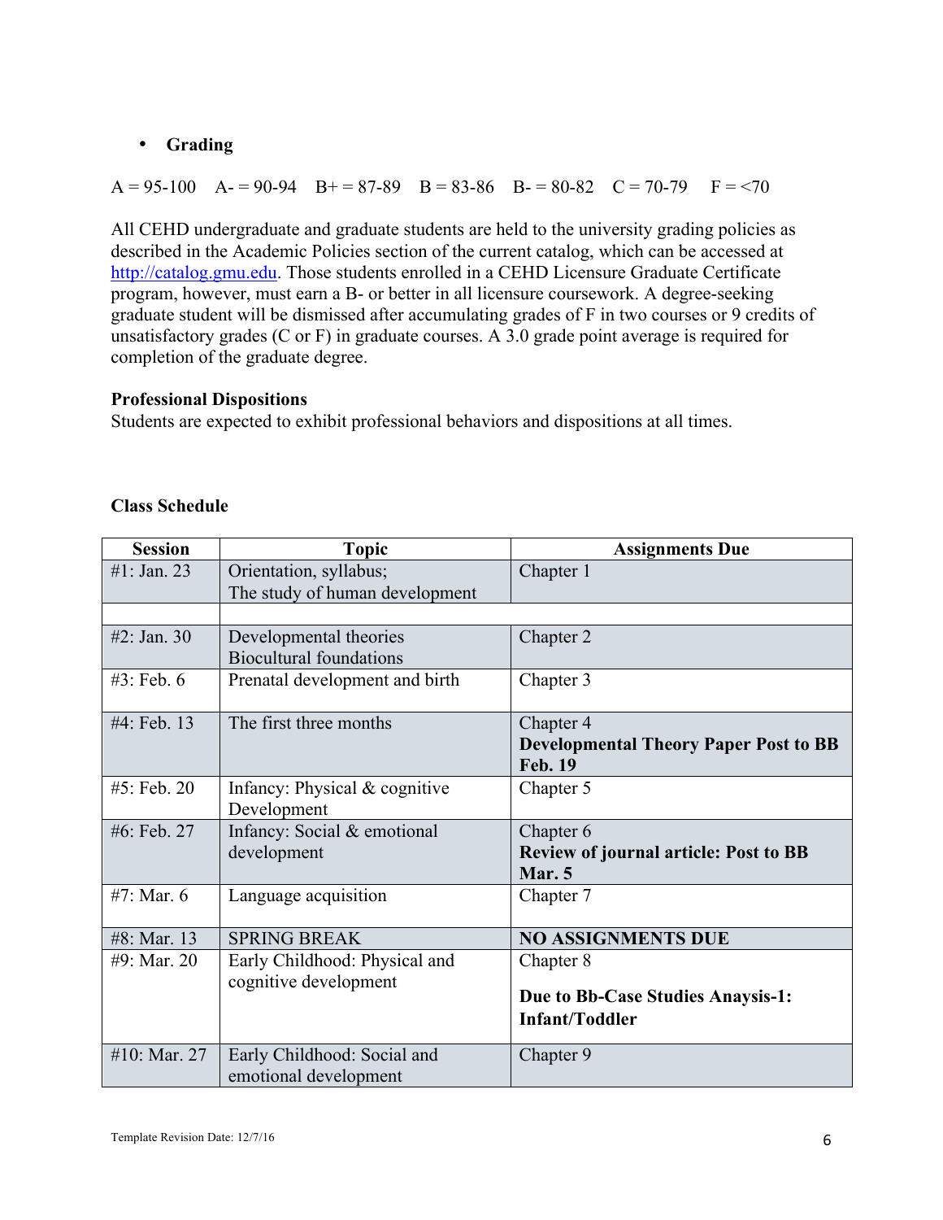- **Grading**

A = 95-100 A- = 90-94 B+ = 87-89 B = 83-86 B- = 80-82 C = 70-79 F = <70

All CEHD undergraduate and graduate students are held to the university grading policies as described in the Academic Policies section of the current catalog, which can be accessed at http://catalog.gmu.edu. Those students enrolled in a CEHD Licensure Graduate Certificate program, however, must earn a B- or better in all licensure coursework. A degree-seeking graduate student will be dismissed after accumulating grades of F in two courses or 9 credits of unsatisfactory grades (C or F) in graduate courses. A 3.0 grade point average is required for completion of the graduate degree.

**Professional Dispositions**

Students are expected to exhibit professional behaviors and dispositions at all times.

**Class Schedule**

| Session | Topic | Assignments Due |
|---|---|---|
| #1: Jan. 23 | Orientation, syllabus;<br>The study of human development | Chapter 1 |
| | | |
| #2: Jan. 30 | Developmental theories<br>Biocultural foundations | Chapter 2 |
| #3: Feb. 6 | Prenatal development and birth | Chapter 3 |
| #4: Feb. 13 | The first three months | Chapter 4<br>**Developmental Theory Paper Post to BB Feb. 19** |
| #5: Feb. 20 | Infancy: Physical & cognitive Development | Chapter 5 |
| #6: Feb. 27 | Infancy: Social & emotional development | Chapter 6<br>**Review of journal article: Post to BB Mar. 5** |
| #7: Mar. 6 | Language acquisition | Chapter 7 |
| #8: Mar. 13 | SPRING BREAK | **NO ASSIGNMENTS DUE** |
| #9: Mar. 20 | Early Childhood: Physical and cognitive development | Chapter 8<br>**Due to Bb-Case Studies Anaysis-1: Infant/Toddler** |
| #10: Mar. 27 | Early Childhood: Social and emotional development | Chapter 9 |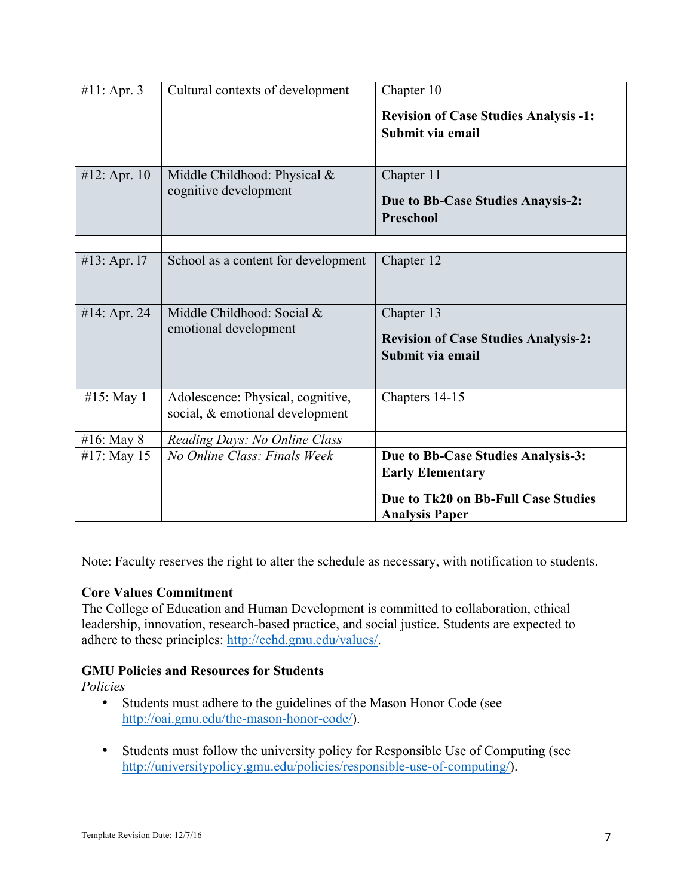| #11: Apr. 3 | Cultural contexts of development | Chapter 10<br><br>**Revision of Case Studies Analysis -1: Submit via email** |
|---|---|---|
| #12: Apr. 10 | Middle Childhood: Physical & cognitive development | Chapter 11<br><br>**Due to Bb-Case Studies Anaysis-2: Preschool** |
| | | |
| #13: Apr. 17 | School as a content for development | Chapter 12 |
| #14: Apr. 24 | Middle Childhood: Social & emotional development | Chapter 13<br><br>**Revision of Case Studies Analysis-2: Submit via email** |
| #15: May 1 | Adolescence: Physical, cognitive, social, & emotional development | Chapters 14-15 |
| #16: May 8 | *Reading Days: No Online Class* | |
| #17: May 15 | *No Online Class: Finals Week* | **Due to Bb-Case Studies Analysis-3: Early Elementary**<br><br>**Due to Tk20 on Bb-Full Case Studies Analysis Paper** |

Note: Faculty reserves the right to alter the schedule as necessary, with notification to students.

**Core Values Commitment**
The College of Education and Human Development is committed to collaboration, ethical leadership, innovation, research-based practice, and social justice. Students are expected to adhere to these principles: http://cehd.gmu.edu/values/.

**GMU Policies and Resources for Students**
*Policies*

- Students must adhere to the guidelines of the Mason Honor Code (see http://oai.gmu.edu/the-mason-honor-code/).
- Students must follow the university policy for Responsible Use of Computing (see http://universitypolicy.gmu.edu/policies/responsible-use-of-computing/).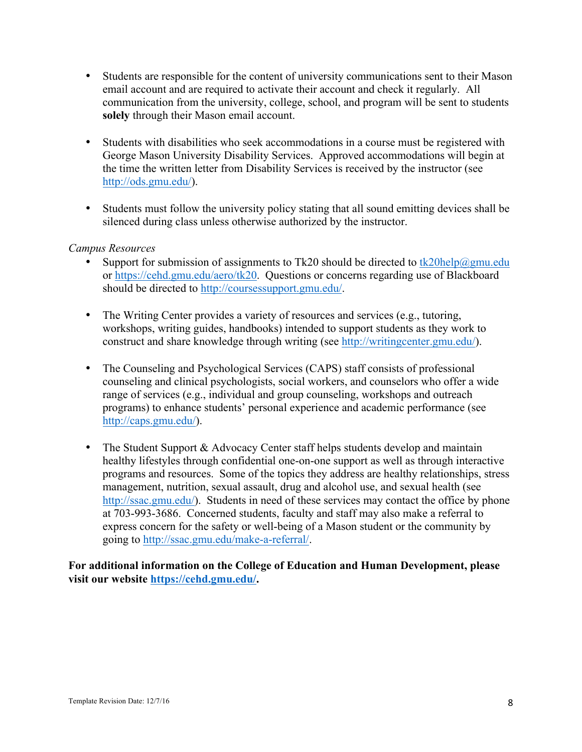- Students are responsible for the content of university communications sent to their Mason email account and are required to activate their account and check it regularly. All communication from the university, college, school, and program will be sent to students **solely** through their Mason email account.

- Students with disabilities who seek accommodations in a course must be registered with George Mason University Disability Services. Approved accommodations will begin at the time the written letter from Disability Services is received by the instructor (see http://ods.gmu.edu/).

- Students must follow the university policy stating that all sound emitting devices shall be silenced during class unless otherwise authorized by the instructor.

*Campus Resources*

- Support for submission of assignments to Tk20 should be directed to tk20help@gmu.edu or https://cehd.gmu.edu/aero/tk20. Questions or concerns regarding use of Blackboard should be directed to http://coursessupport.gmu.edu/.

- The Writing Center provides a variety of resources and services (e.g., tutoring, workshops, writing guides, handbooks) intended to support students as they work to construct and share knowledge through writing (see http://writingcenter.gmu.edu/).

- The Counseling and Psychological Services (CAPS) staff consists of professional counseling and clinical psychologists, social workers, and counselors who offer a wide range of services (e.g., individual and group counseling, workshops and outreach programs) to enhance students' personal experience and academic performance (see http://caps.gmu.edu/).

- The Student Support & Advocacy Center staff helps students develop and maintain healthy lifestyles through confidential one-on-one support as well as through interactive programs and resources. Some of the topics they address are healthy relationships, stress management, nutrition, sexual assault, drug and alcohol use, and sexual health (see http://ssac.gmu.edu/). Students in need of these services may contact the office by phone at 703-993-3686. Concerned students, faculty and staff may also make a referral to express concern for the safety or well-being of a Mason student or the community by going to http://ssac.gmu.edu/make-a-referral/.

**For additional information on the College of Education and Human Development, please visit our website https://cehd.gmu.edu/.**

Template Revision Date: 12/7/16